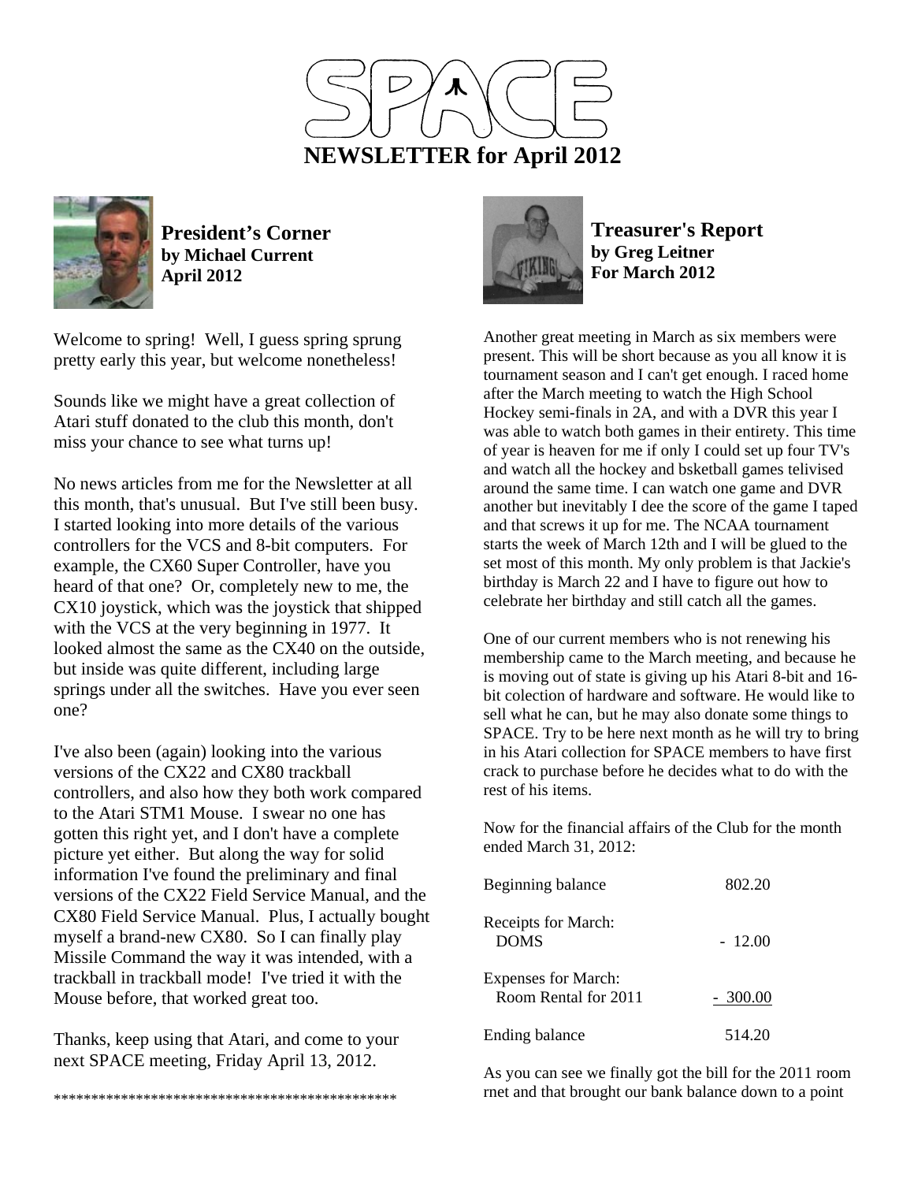# SPACE

## NEWSLETTER for April 2012

### President's Corner
**by Michael Current**
**April 2012**

Welcome to spring! Well, I guess spring sprung pretty early this year, but welcome nonetheless!

Sounds like we might have a great collection of Atari stuff donated to the club this month, don't miss your chance to see what turns up!

No news articles from me for the Newsletter at all this month, that's unusual. But I've still been busy. I started looking into more details of the various controllers for the VCS and 8-bit computers. For example, the CX60 Super Controller, have you heard of that one? Or, completely new to me, the CX10 joystick, which was the joystick that shipped with the VCS at the very beginning in 1977. It looked almost the same as the CX40 on the outside, but inside was quite different, including large springs under all the switches. Have you ever seen one?

I've also been (again) looking into the various versions of the CX22 and CX80 trackball controllers, and also how they both work compared to the Atari STM1 Mouse. I swear no one has gotten this right yet, and I don't have a complete picture yet either. But along the way for solid information I've found the preliminary and final versions of the CX22 Field Service Manual, and the CX80 Field Service Manual. Plus, I actually bought myself a brand-new CX80. So I can finally play Missile Command the way it was intended, with a trackball in trackball mode! I've tried it with the Mouse before, that worked great too.

Thanks, keep using that Atari, and come to your next SPACE meeting, Friday April 13, 2012.

**********************************************

### Treasurer's Report
**by Greg Leitner**
**For March 2012**

Another great meeting in March as six members were present. This will be short because as you all know it is tournament season and I can't get enough. I raced home after the March meeting to watch the High School Hockey semi-finals in 2A, and with a DVR this year I was able to watch both games in their entirety. This time of year is heaven for me if only I could set up four TV's and watch all the hockey and bsketball games telivised around the same time. I can watch one game and DVR another but inevitably I dee the score of the game I taped and that screws it up for me. The NCAA tournament starts the week of March 12th and I will be glued to the set most of this month. My only problem is that Jackie's birthday is March 22 and I have to figure out how to celebrate her birthday and still catch all the games.

One of our current members who is not renewing his membership came to the March meeting, and because he is moving out of state is giving up his Atari 8-bit and 16-bit colection of hardware and software. He would like to sell what he can, but he may also donate some things to SPACE. Try to be here next month as he will try to bring in his Atari collection for SPACE members to have first crack to purchase before he decides what to do with the rest of his items.

Now for the financial affairs of the Club for the month ended March 31, 2012:

| | |
|---|---|
| Beginning balance | 802.20 |
| Receipts for March: | |
| DOMS | - 12.00 |
| Expenses for March: | |
| Room Rental for 2011 | - 300.00 |
| Ending balance | 514.20 |

As you can see we finally got the bill for the 2011 room rnet and that brought our bank balance down to a point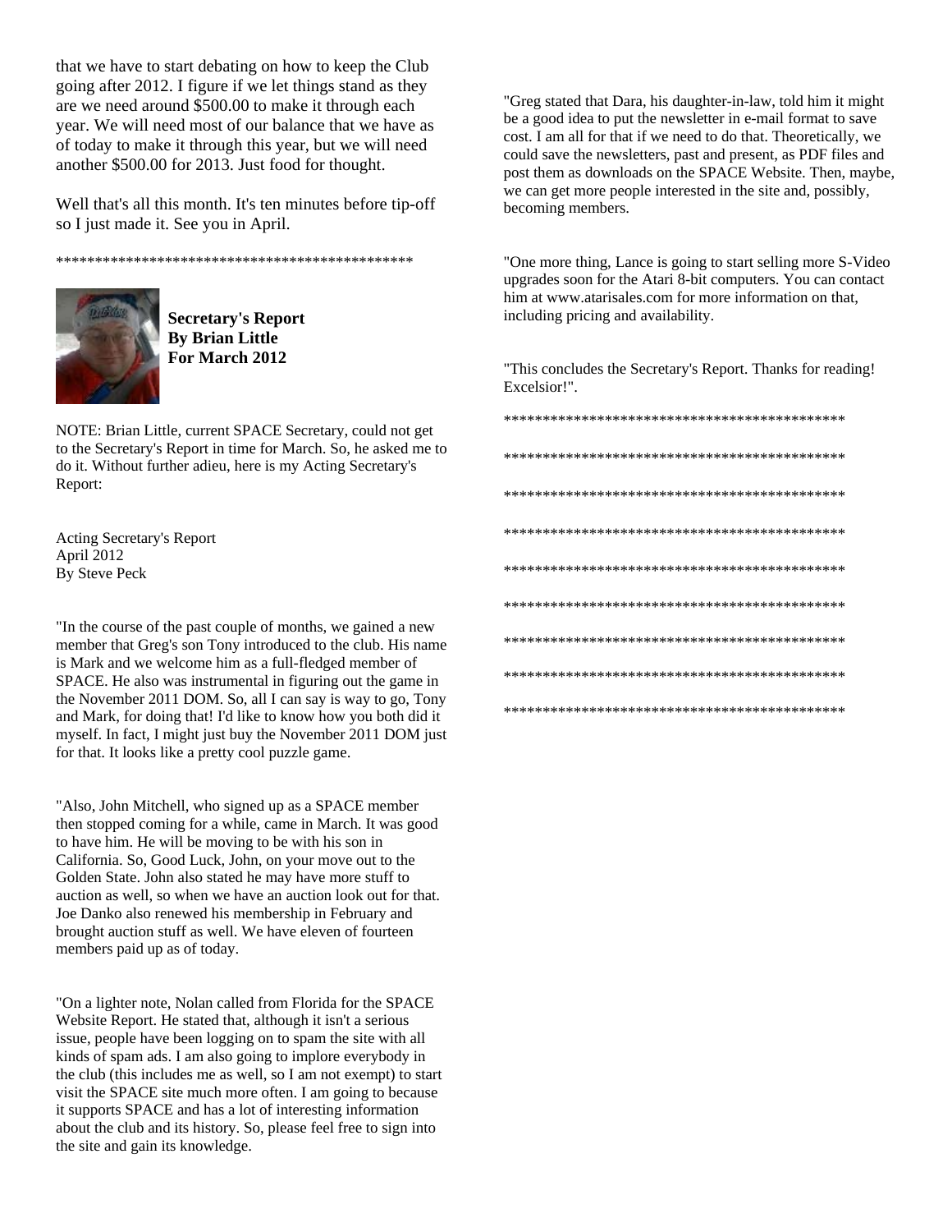that we have to start debating on how to keep the Club going after 2012. I figure if we let things stand as they are we need around $500.00 to make it through each year. We will need most of our balance that we have as of today to make it through this year, but we will need another $500.00 for 2013. Just food for thought.

Well that's all this month. It's ten minutes before tip-off so I just made it. See you in April.

************************************************

**Secretary's Report**
**By Brian Little**
**For March 2012**

NOTE: Brian Little, current SPACE Secretary, could not get to the Secretary's Report in time for March. So, he asked me to do it. Without further adieu, here is my Acting Secretary's Report:

Acting Secretary's Report
April 2012
By Steve Peck

"In the course of the past couple of months, we gained a new member that Greg's son Tony introduced to the club. His name is Mark and we welcome him as a full-fledged member of SPACE. He also was instrumental in figuring out the game in the November 2011 DOM. So, all I can say is way to go, Tony and Mark, for doing that! I'd like to know how you both did it myself. In fact, I might just buy the November 2011 DOM just for that. It looks like a pretty cool puzzle game.

"Also, John Mitchell, who signed up as a SPACE member then stopped coming for a while, came in March. It was good to have him. He will be moving to be with his son in California. So, Good Luck, John, on your move out to the Golden State. John also stated he may have more stuff to auction as well, so when we have an auction look out for that. Joe Danko also renewed his membership in February and brought auction stuff as well. We have eleven of fourteen members paid up as of today.

"On a lighter note, Nolan called from Florida for the SPACE Website Report. He stated that, although it isn't a serious issue, people have been logging on to spam the site with all kinds of spam ads. I am also going to implore everybody in the club (this includes me as well, so I am not exempt) to start visit the SPACE site much more often. I am going to because it supports SPACE and has a lot of interesting information about the club and its history. So, please feel free to sign into the site and gain its knowledge.

"Greg stated that Dara, his daughter-in-law, told him it might be a good idea to put the newsletter in e-mail format to save cost. I am all for that if we need to do that. Theoretically, we could save the newsletters, past and present, as PDF files and post them as downloads on the SPACE Website. Then, maybe, we can get more people interested in the site and, possibly, becoming members.

"One more thing, Lance is going to start selling more S-Video upgrades soon for the Atari 8-bit computers. You can contact him at www.atarisales.com for more information on that, including pricing and availability.

"This concludes the Secretary's Report. Thanks for reading! Excelsior!".

*********************************************

*********************************************

*********************************************

*********************************************

*********************************************

*********************************************

*********************************************

*********************************************

*********************************************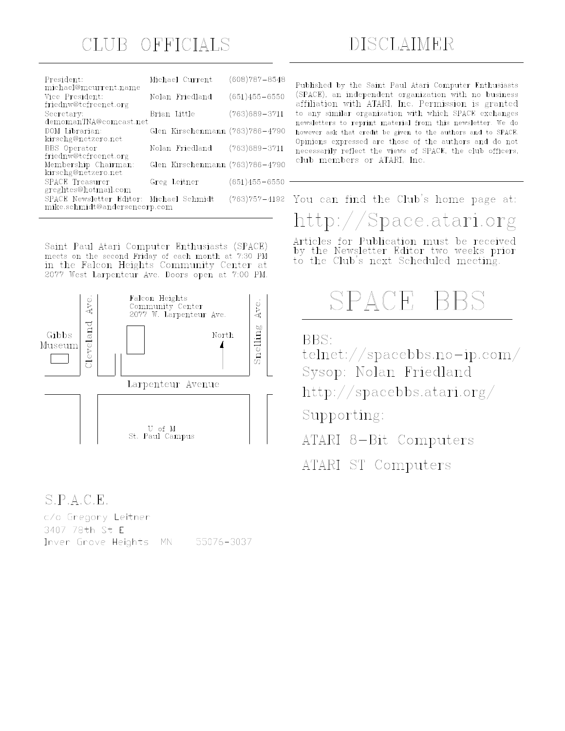# CLUB OFFICIALS

| | | |
|---|---|---|
| President: michael@mcurrent.name | Michael Current | (608)787-8548 |
| Vice President: friednw@tcfreenet.org | Nolan Friedland | (651)455-6550 |
| Secretary: demomanTNA@comcast.net | Brian Little | (763)689-3711 |
| DOM Librarian: kirschg@netzero.net | Glen Kirschenmann | (763)786-4790 |
| BBS Operator friednw@tcfreenet.org | Nolan Friedland | (763)689-3711 |
| Membership Chairman: kirschg@netzero.net | Glen Kirschenmann | (763)786-4790 |
| SPACE Treasurer greglites@hotmail.com | Greg Leitner | (651)455-6550 |
| SPACE Newsletter Editor: mike.schmidt@andersencorp.com | Michael Schmidt | (763)757-4192 |

Saint Paul Atari Computer Enthusiasts (SPACE) meets on the second Friday of each month at 7:30 PM in the Falcon Heights Community Center at 2077 West Larpenteur Ave. Doors open at 7:00 PM.

Falcon Heights Community Center
2077 W. Larpenteur Ave.
Gibbs Museum
Cleveland Ave.
Snelling Ave.
North
Larpenteur Avenue
U of M St. Paul Campus

S.P.A.C.E.
c/o Gregory Leitner
3407 78th St E
Inver Grove Heights MN 55076-3037

# DISCLAIMER

Published by the Saint Paul Atari Computer Enthusiasts (SPACE), an independent organization with no business affiliation with ATARI, Inc. Permission is granted to any similar organization with which SPACE exchanges newsletters to reprint material from this newsletter. We do however ask that credit be given to the authors and to SPACE. Opinions expressed are those of the authors and do not necessarily reflect the views of SPACE, the club officers, club members or ATARI, Inc.

You can find the Club's home page at:

http://Space.atari.org

Articles for Publication must be received by the Newsletter Editor two weeks prior to the Club's next Scheduled meeting.

# SPACE BBS

BBS:
telnet://spacebbs.no-ip.com/
Sysop: Nolan Friedland
http://spacebbs.atari.org/

Supporting:

ATARI 8-Bit Computers

ATARI ST Computers